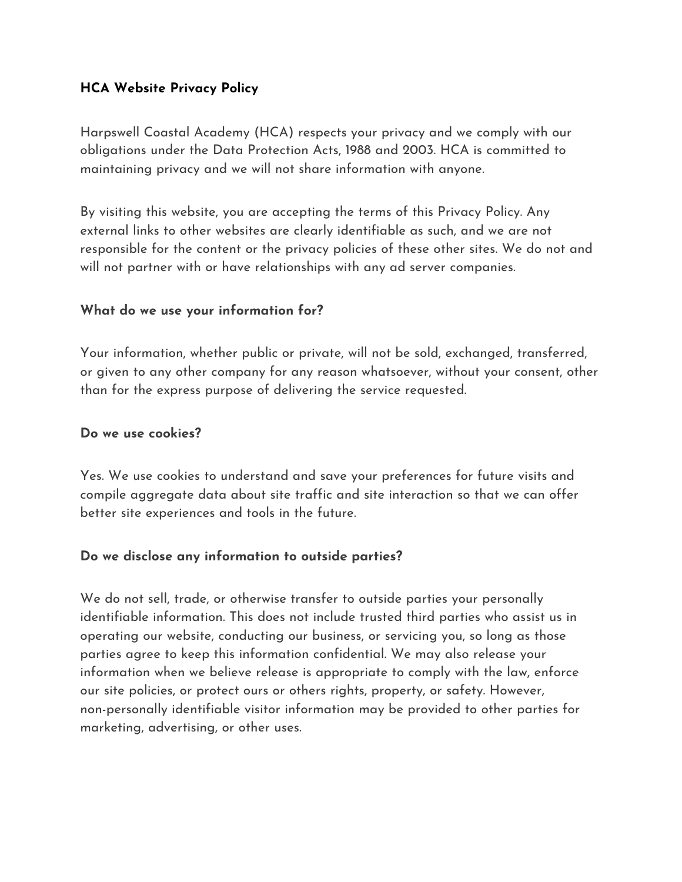**HCA Website Privacy Policy**

Harpswell Coastal Academy (HCA) respects your privacy and we comply with our obligations under the Data Protection Acts, 1988 and 2003. HCA is committed to maintaining privacy and we will not share information with anyone.

By visiting this website, you are accepting the terms of this Privacy Policy. Any external links to other websites are clearly identifiable as such, and we are not responsible for the content or the privacy policies of these other sites. We do not and will not partner with or have relationships with any ad server companies.

**What do we use your information for?**

Your information, whether public or private, will not be sold, exchanged, transferred, or given to any other company for any reason whatsoever, without your consent, other than for the express purpose of delivering the service requested.

**Do we use cookies?**

Yes. We use cookies to understand and save your preferences for future visits and compile aggregate data about site traffic and site interaction so that we can offer better site experiences and tools in the future.

**Do we disclose any information to outside parties?**

We do not sell, trade, or otherwise transfer to outside parties your personally identifiable information. This does not include trusted third parties who assist us in operating our website, conducting our business, or servicing you, so long as those parties agree to keep this information confidential. We may also release your information when we believe release is appropriate to comply with the law, enforce our site policies, or protect ours or others rights, property, or safety. However, non-personally identifiable visitor information may be provided to other parties for marketing, advertising, or other uses.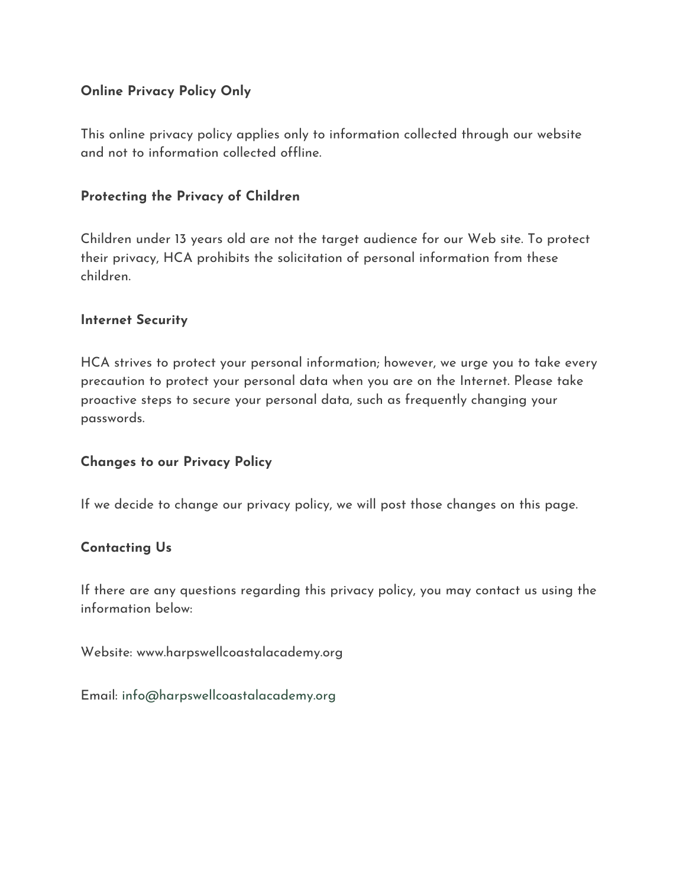**Online Privacy Policy Only**

This online privacy policy applies only to information collected through our website and not to information collected offline.

**Protecting the Privacy of Children**

Children under 13 years old are not the target audience for our Web site. To protect their privacy, HCA prohibits the solicitation of personal information from these children.

**Internet Security**

HCA strives to protect your personal information; however, we urge you to take every precaution to protect your personal data when you are on the Internet. Please take proactive steps to secure your personal data, such as frequently changing your passwords.

**Changes to our Privacy Policy**

If we decide to change our privacy policy, we will post those changes on this page.

**Contacting Us**

If there are any questions regarding this privacy policy, you may contact us using the information below:

Website: www.harpswellcoastalacademy.org

Email: info@harpswellcoastalacademy.org